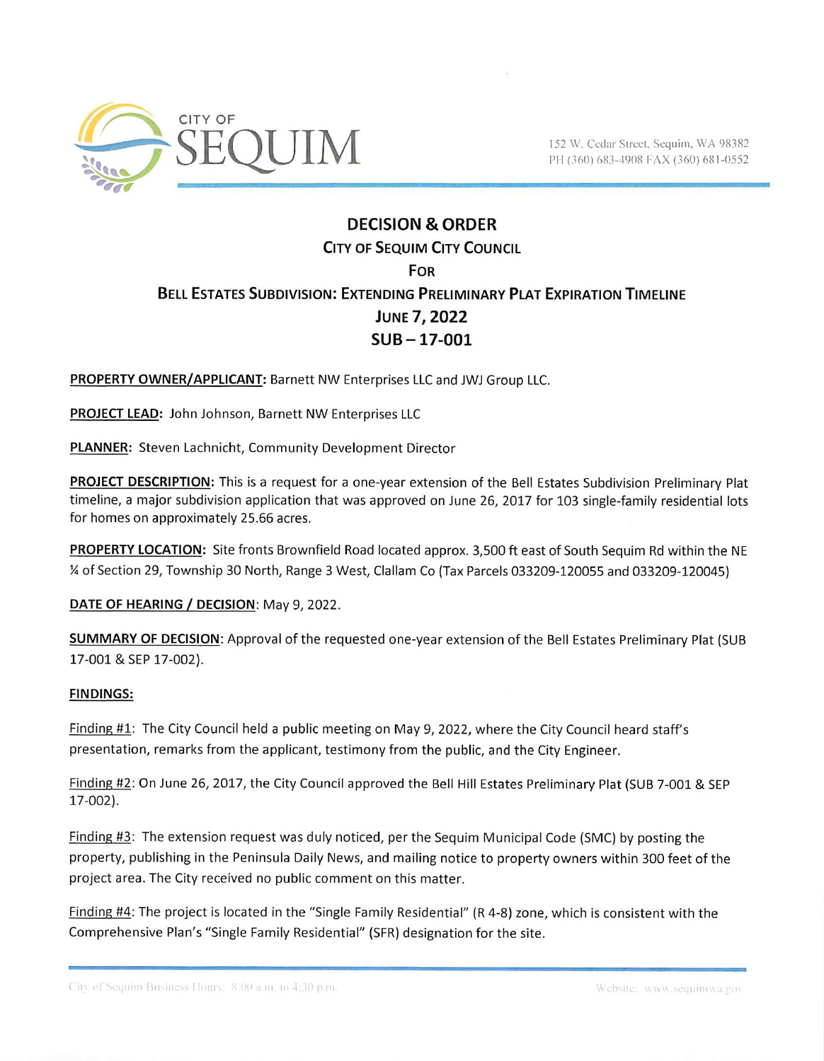CITY OF SEQUIM

152 W. Cedar Street, Sequim, WA 98382
PH (360) 683-4908 FAX (360) 681-0552

# DECISION & ORDER

## CITY OF SEQUIM CITY COUNCIL

## FOR

## BELL ESTATES SUBDIVISION: EXTENDING PRELIMINARY PLAT EXPIRATION TIMELINE

## JUNE 7, 2022

## SUB – 17-001

**PROPERTY OWNER/APPLICANT:** Barnett NW Enterprises LLC and JWJ Group LLC.

**PROJECT LEAD:** John Johnson, Barnett NW Enterprises LLC

**PLANNER:** Steven Lachnicht, Community Development Director

**PROJECT DESCRIPTION:** This is a request for a one-year extension of the Bell Estates Subdivision Preliminary Plat timeline, a major subdivision application that was approved on June 26, 2017 for 103 single-family residential lots for homes on approximately 25.66 acres.

**PROPERTY LOCATION:** Site fronts Brownfield Road located approx. 3,500 ft east of South Sequim Rd within the NE ¼ of Section 29, Township 30 North, Range 3 West, Clallam Co (Tax Parcels 033209-120055 and 033209-120045)

**DATE OF HEARING / DECISION:** May 9, 2022.

**SUMMARY OF DECISION:** Approval of the requested one-year extension of the Bell Estates Preliminary Plat (SUB 17-001 & SEP 17-002).

**FINDINGS:**

Finding #1: The City Council held a public meeting on May 9, 2022, where the City Council heard staff's presentation, remarks from the applicant, testimony from the public, and the City Engineer.

Finding #2: On June 26, 2017, the City Council approved the Bell Hill Estates Preliminary Plat (SUB 7-001 & SEP 17-002).

Finding #3: The extension request was duly noticed, per the Sequim Municipal Code (SMC) by posting the property, publishing in the Peninsula Daily News, and mailing notice to property owners within 300 feet of the project area. The City received no public comment on this matter.

Finding #4: The project is located in the "Single Family Residential" (R 4-8) zone, which is consistent with the Comprehensive Plan's "Single Family Residential" (SFR) designation for the site.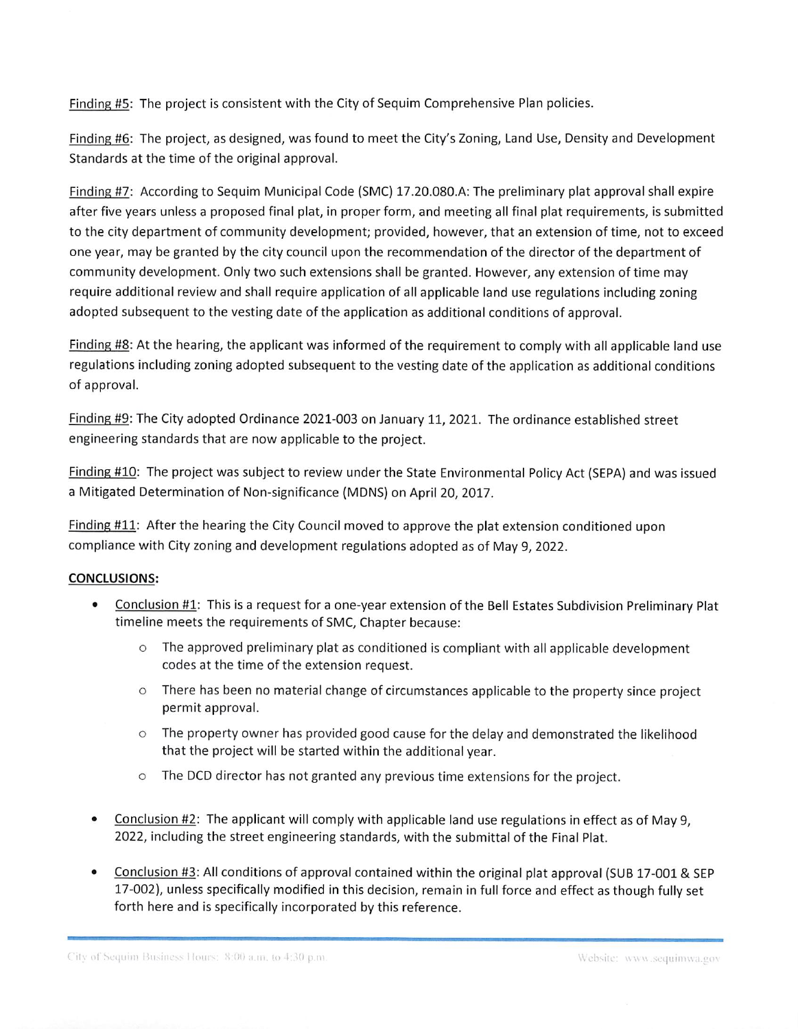<u>Finding #5</u>: The project is consistent with the City of Sequim Comprehensive Plan policies.

<u>Finding #6</u>: The project, as designed, was found to meet the City's Zoning, Land Use, Density and Development Standards at the time of the original approval.

<u>Finding #7</u>: According to Sequim Municipal Code (SMC) 17.20.080.A: The preliminary plat approval shall expire after five years unless a proposed final plat, in proper form, and meeting all final plat requirements, is submitted to the city department of community development; provided, however, that an extension of time, not to exceed one year, may be granted by the city council upon the recommendation of the director of the department of community development. Only two such extensions shall be granted. However, any extension of time may require additional review and shall require application of all applicable land use regulations including zoning adopted subsequent to the vesting date of the application as additional conditions of approval.

<u>Finding #8</u>: At the hearing, the applicant was informed of the requirement to comply with all applicable land use regulations including zoning adopted subsequent to the vesting date of the application as additional conditions of approval.

<u>Finding #9</u>: The City adopted Ordinance 2021-003 on January 11, 2021. The ordinance established street engineering standards that are now applicable to the project.

<u>Finding #10</u>: The project was subject to review under the State Environmental Policy Act (SEPA) and was issued a Mitigated Determination of Non-significance (MDNS) on April 20, 2017.

<u>Finding #11</u>: After the hearing the City Council moved to approve the plat extension conditioned upon compliance with City zoning and development regulations adopted as of May 9, 2022.

**<u>CONCLUSIONS:</u>**

- <u>Conclusion #1</u>: This is a request for a one-year extension of the Bell Estates Subdivision Preliminary Plat timeline meets the requirements of SMC, Chapter because:
  - The approved preliminary plat as conditioned is compliant with all applicable development codes at the time of the extension request.
  - There has been no material change of circumstances applicable to the property since project permit approval.
  - The property owner has provided good cause for the delay and demonstrated the likelihood that the project will be started within the additional year.
  - The DCD director has not granted any previous time extensions for the project.

- <u>Conclusion #2</u>: The applicant will comply with applicable land use regulations in effect as of May 9, 2022, including the street engineering standards, with the submittal of the Final Plat.

- <u>Conclusion #3</u>: All conditions of approval contained within the original plat approval (SUB 17-001 & SEP 17-002), unless specifically modified in this decision, remain in full force and effect as though fully set forth here and is specifically incorporated by this reference.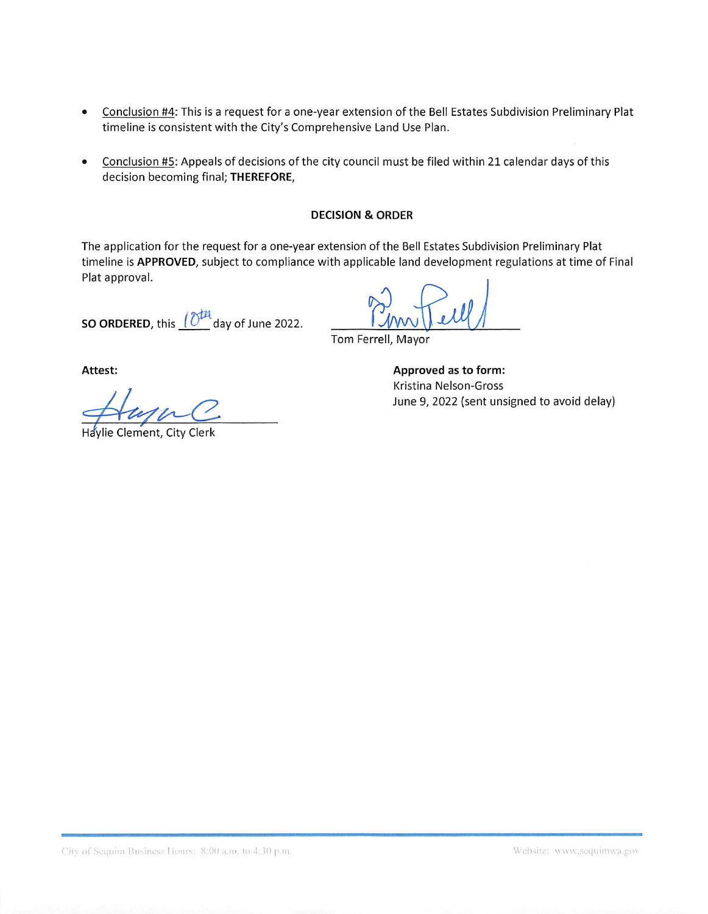- Conclusion #4: This is a request for a one-year extension of the Bell Estates Subdivision Preliminary Plat timeline is consistent with the City's Comprehensive Land Use Plan.

- Conclusion #5: Appeals of decisions of the city council must be filed within 21 calendar days of this decision becoming final; **THEREFORE,**

**DECISION & ORDER**

The application for the request for a one-year extension of the Bell Estates Subdivision Preliminary Plat timeline is **APPROVED**, subject to compliance with applicable land development regulations at time of Final Plat approval.

**SO ORDERED**, this 10th day of June 2022.

Tom Ferrell, Mayor

**Attest:**

Haylie Clement, City Clerk

**Approved as to form:**
Kristina Nelson-Gross
June 9, 2022 (sent unsigned to avoid delay)